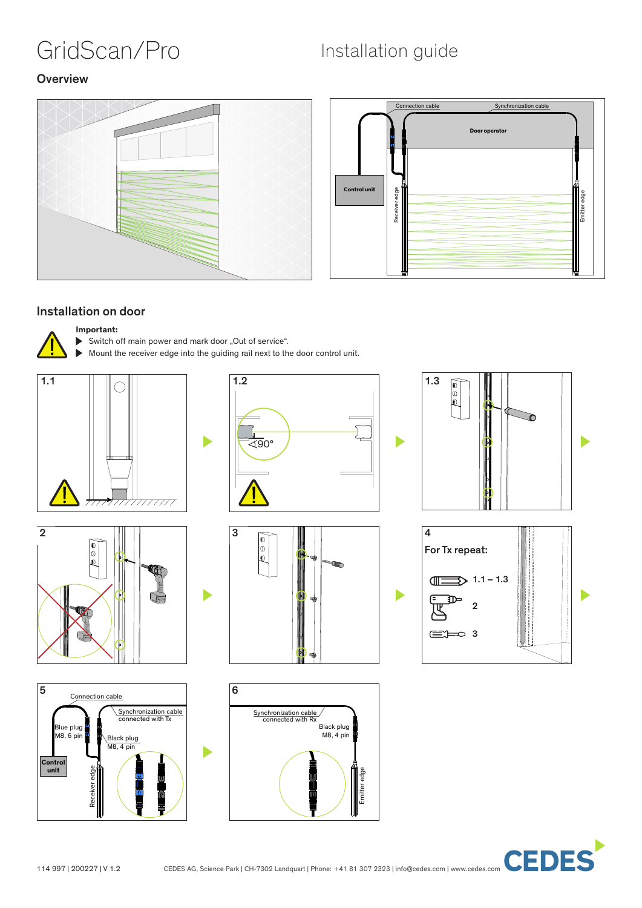# GridScan/Pro

Installation guide

## Overview

Connection cable

Synchronization cable

Door operator

Control unit

Receiver edge

Emitter edge

## Installation on door

**Important:**

- Switch off main power and mark door „Out of service".
- Mount the receiver edge into the guiding rail next to the door control unit.

1.1

1.2

∢90°

1.3

2

3

4

**For Tx repeat:**

1.1 – 1.3

2

3

5

Connection cable

Synchronization cable connected with Tx

Blue plug M8, 6 pin

Black plug M8, 4 pin

Control unit

Receiver edge

6

Synchronization cable connected with Rx

Black plug M8, 4 pin

Emitter edge

114 997 | 200227 | V 1.2

CEDES AG, Science Park | CH-7302 Landquart | Phone: +41 81 307 2323 | info@cedes.com | www.cedes.com

CEDES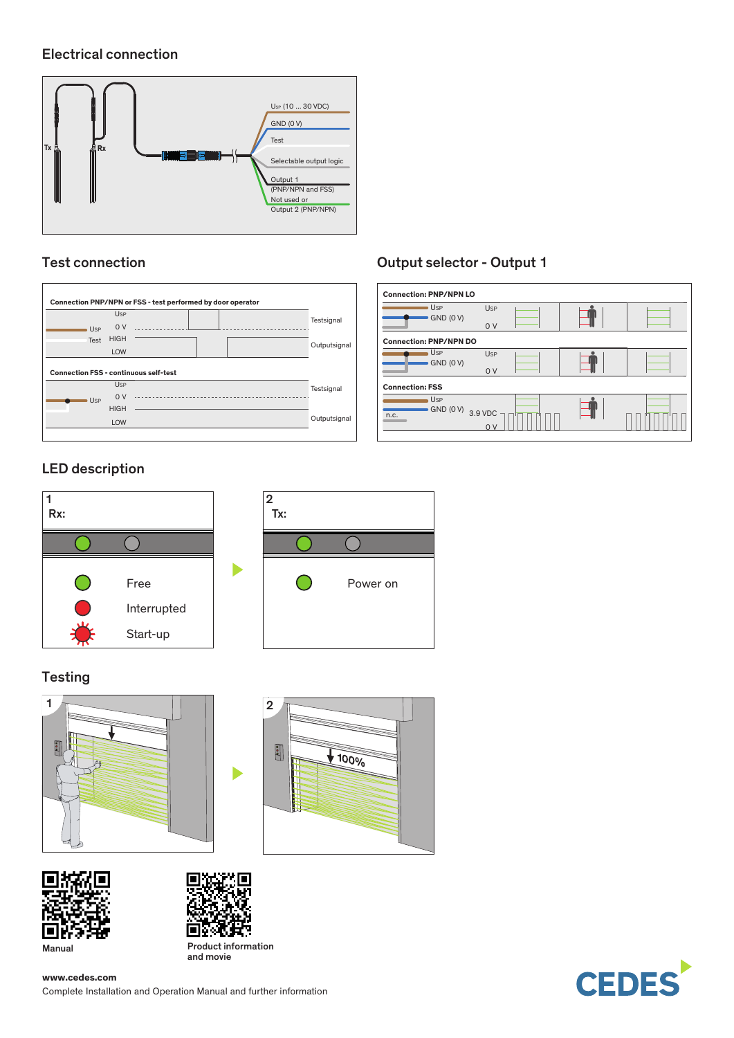## Electrical connection

Tx

Rx

$U_{SP}$ (10 ... 30 VDC)

GND (0 V)

Test

Selectable output logic

Output 1 (PNP/NPN and FSS)

Not used or Output 2 (PNP/NPN)

## Test connection

**Connection PNP/NPN or FSS - test performed by door operator**

$U_{SP}$

$U_{SP}$

0 V

Test

HIGH

LOW

Testsignal

Outputsignal

**Connection FSS - continuous self-test**

$U_{SP}$

$U_{SP}$

0 V

HIGH

LOW

Testsignal

Outputsignal

## Output selector - Output 1

**Connection: PNP/NPN LO**

$U_{SP}$

GND (0 V)

$U_{SP}$

0 V

**Connection: PNP/NPN DO**

$U_{SP}$

GND (0 V)

$U_{SP}$

0 V

**Connection: FSS**

$U_{SP}$

GND (0 V)

n.c.

3.9 VDC

0 V

## LED description

1 Rx:

Free

Interrupted

Start-up

2 Tx:

Power on

## Testing

1

2

100%

Manual

Product information and movie

**www.cedes.com**

Complete Installation and Operation Manual and further information

CEDES